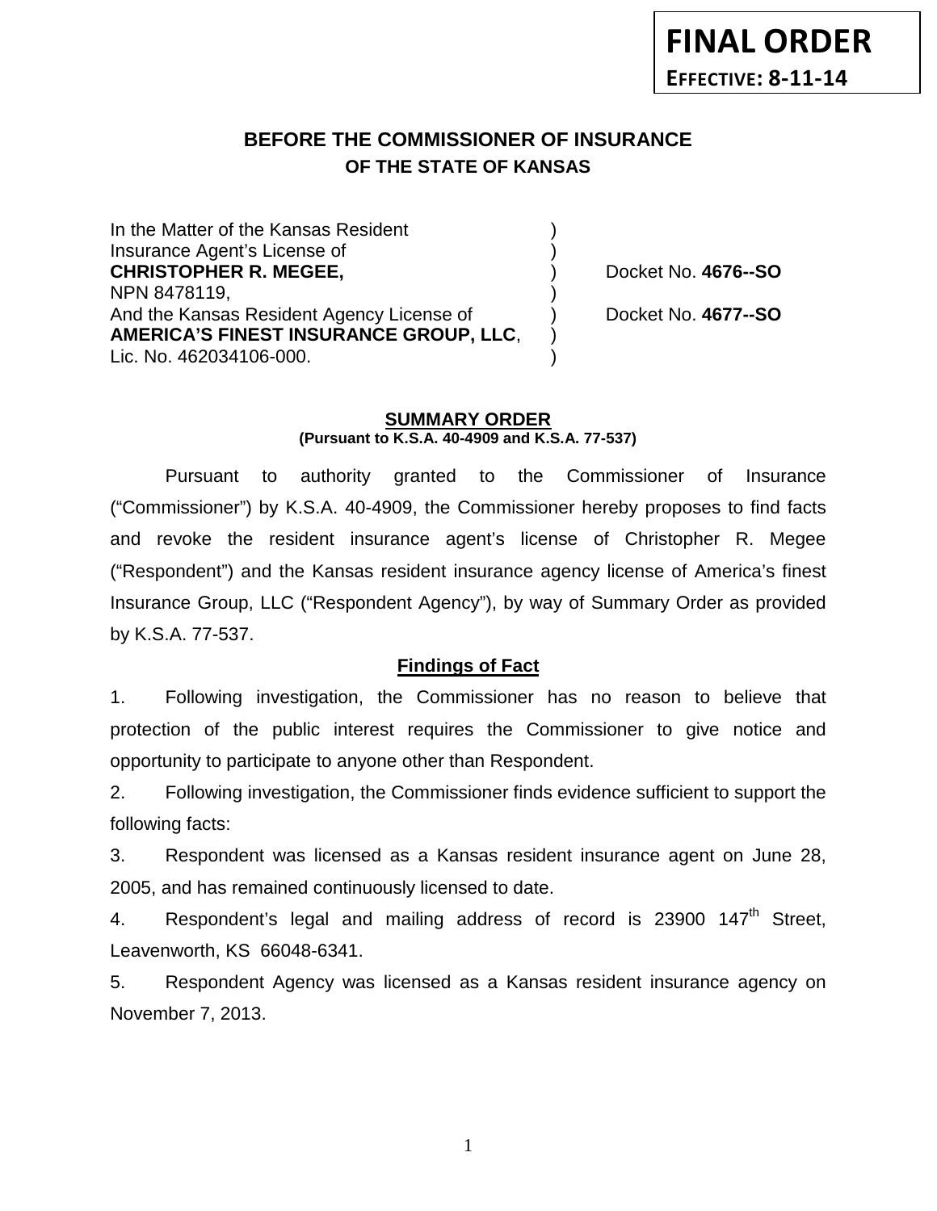**FINAL ORDER**
**EFFECTIVE: 8-11-14**

# BEFORE THE COMMISSIONER OF INSURANCE
## OF THE STATE OF KANSAS

| | | |
|---|---|---|
| In the Matter of the Kansas Resident | ) | |
| Insurance Agent's License of | ) | |
| **CHRISTOPHER R. MEGEE,** | ) | Docket No. **4676--SO** |
| NPN 8478119, | ) | |
| And the Kansas Resident Agency License of | ) | Docket No. **4677--SO** |
| **AMERICA'S FINEST INSURANCE GROUP, LLC**, | ) | |
| Lic. No. 462034106-000. | ) | |

**SUMMARY ORDER**
**(Pursuant to K.S.A. 40-4909 and K.S.A. 77-537)**

Pursuant to authority granted to the Commissioner of Insurance ("Commissioner") by K.S.A. 40-4909, the Commissioner hereby proposes to find facts and revoke the resident insurance agent's license of Christopher R. Megee ("Respondent") and the Kansas resident insurance agency license of America's finest Insurance Group, LLC ("Respondent Agency"), by way of Summary Order as provided by K.S.A. 77-537.

**Findings of Fact**

1. Following investigation, the Commissioner has no reason to believe that protection of the public interest requires the Commissioner to give notice and opportunity to participate to anyone other than Respondent.

2. Following investigation, the Commissioner finds evidence sufficient to support the following facts:

3. Respondent was licensed as a Kansas resident insurance agent on June 28, 2005, and has remained continuously licensed to date.

4. Respondent's legal and mailing address of record is 23900 147th Street, Leavenworth, KS 66048-6341.

5. Respondent Agency was licensed as a Kansas resident insurance agency on November 7, 2013.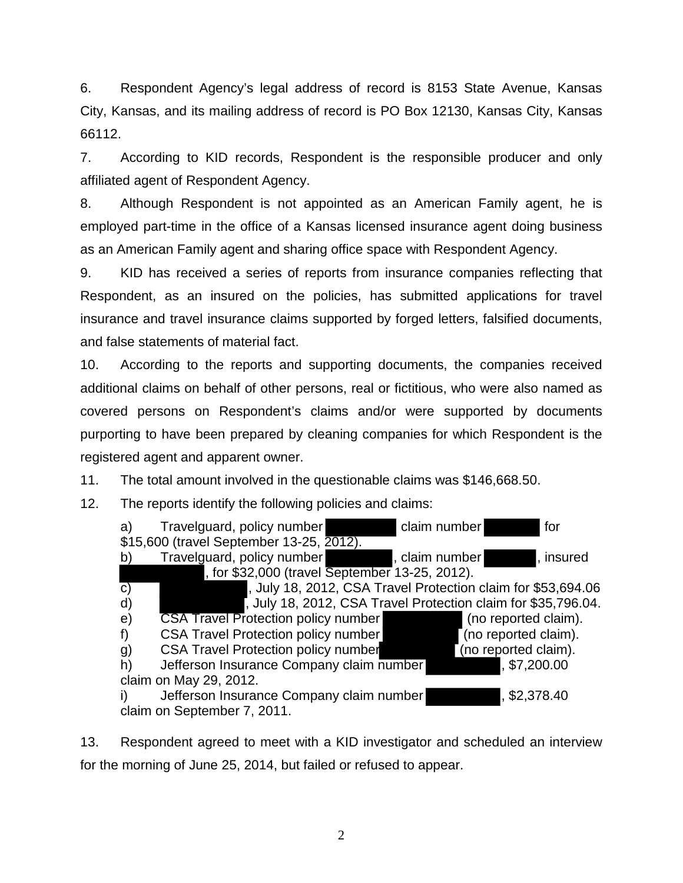6. Respondent Agency's legal address of record is 8153 State Avenue, Kansas City, Kansas, and its mailing address of record is PO Box 12130, Kansas City, Kansas 66112.

7. According to KID records, Respondent is the responsible producer and only affiliated agent of Respondent Agency.

8. Although Respondent is not appointed as an American Family agent, he is employed part-time in the office of a Kansas licensed insurance agent doing business as an American Family agent and sharing office space with Respondent Agency.

9. KID has received a series of reports from insurance companies reflecting that Respondent, as an insured on the policies, has submitted applications for travel insurance and travel insurance claims supported by forged letters, falsified documents, and false statements of material fact.

10. According to the reports and supporting documents, the companies received additional claims on behalf of other persons, real or fictitious, who were also named as covered persons on Respondent's claims and/or were supported by documents purporting to have been prepared by cleaning companies for which Respondent is the registered agent and apparent owner.

11. The total amount involved in the questionable claims was $146,668.50.

12. The reports identify the following policies and claims:

a) Travelguard, policy number [REDACTED] claim number [REDACTED] for $15,600 (travel September 13-25, 2012).

b) Travelguard, policy number [REDACTED], claim number [REDACTED], insured [REDACTED], for $32,000 (travel September 13-25, 2012).

c) [REDACTED], July 18, 2012, CSA Travel Protection claim for $53,694.06

d) [REDACTED], July 18, 2012, CSA Travel Protection claim for $35,796.04.

e) CSA Travel Protection policy number [REDACTED] (no reported claim).

f) CSA Travel Protection policy number [REDACTED] (no reported claim).

g) CSA Travel Protection policy number [REDACTED] (no reported claim).

h) Jefferson Insurance Company claim number [REDACTED], $7,200.00 claim on May 29, 2012.

i) Jefferson Insurance Company claim number [REDACTED], $2,378.40 claim on September 7, 2011.

13. Respondent agreed to meet with a KID investigator and scheduled an interview for the morning of June 25, 2014, but failed or refused to appear.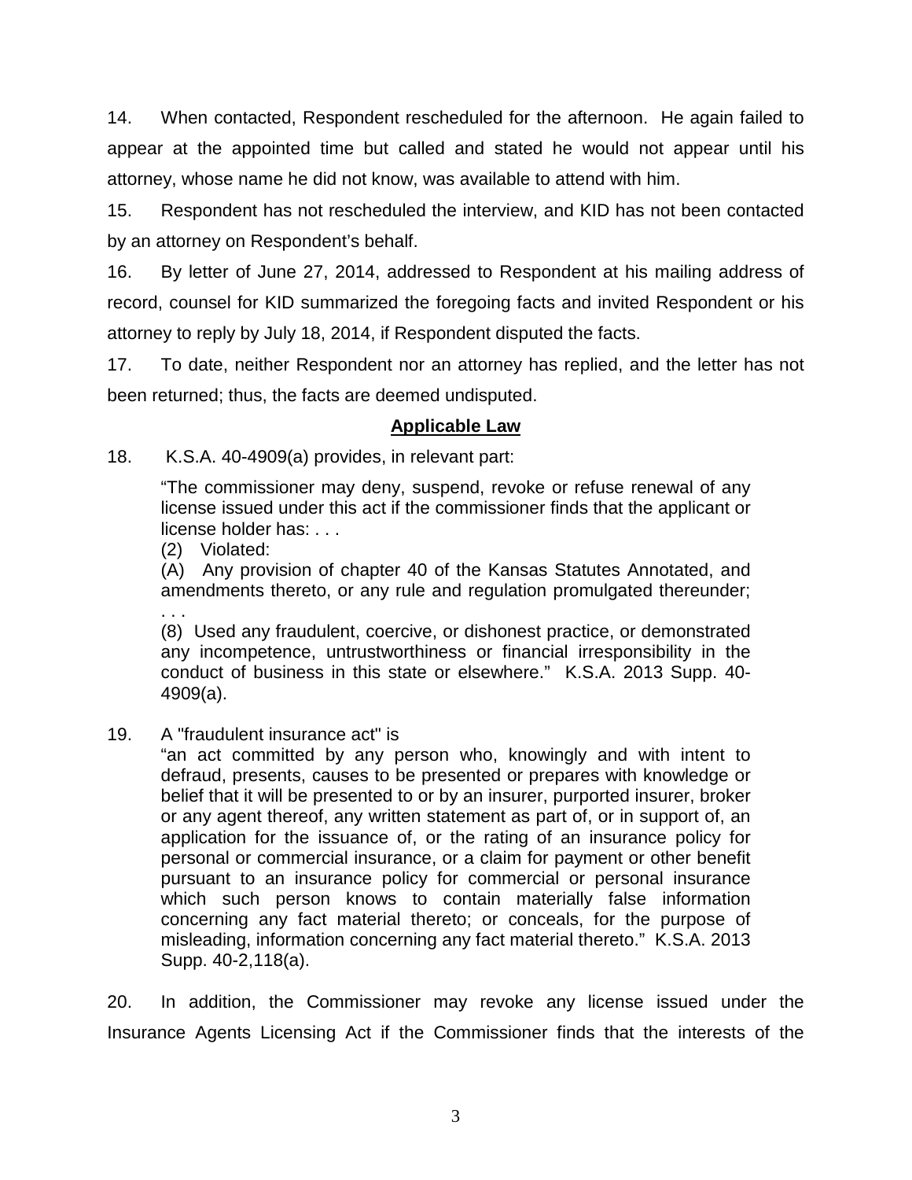14. When contacted, Respondent rescheduled for the afternoon. He again failed to appear at the appointed time but called and stated he would not appear until his attorney, whose name he did not know, was available to attend with him.

15. Respondent has not rescheduled the interview, and KID has not been contacted by an attorney on Respondent's behalf.

16. By letter of June 27, 2014, addressed to Respondent at his mailing address of record, counsel for KID summarized the foregoing facts and invited Respondent or his attorney to reply by July 18, 2014, if Respondent disputed the facts.

17. To date, neither Respondent nor an attorney has replied, and the letter has not been returned; thus, the facts are deemed undisputed.

## **Applicable Law**

18. K.S.A. 40-4909(a) provides, in relevant part:

> "The commissioner may deny, suspend, revoke or refuse renewal of any license issued under this act if the commissioner finds that the applicant or license holder has: . . .
>
> (2) Violated:
>
> (A) Any provision of chapter 40 of the Kansas Statutes Annotated, and amendments thereto, or any rule and regulation promulgated thereunder; . . .
>
> (8) Used any fraudulent, coercive, or dishonest practice, or demonstrated any incompetence, untrustworthiness or financial irresponsibility in the conduct of business in this state or elsewhere." K.S.A. 2013 Supp. 40-4909(a).

19. A "fraudulent insurance act" is

> "an act committed by any person who, knowingly and with intent to defraud, presents, causes to be presented or prepares with knowledge or belief that it will be presented to or by an insurer, purported insurer, broker or any agent thereof, any written statement as part of, or in support of, an application for the issuance of, or the rating of an insurance policy for personal or commercial insurance, or a claim for payment or other benefit pursuant to an insurance policy for commercial or personal insurance which such person knows to contain materially false information concerning any fact material thereto; or conceals, for the purpose of misleading, information concerning any fact material thereto." K.S.A. 2013 Supp. 40-2,118(a).

20. In addition, the Commissioner may revoke any license issued under the Insurance Agents Licensing Act if the Commissioner finds that the interests of the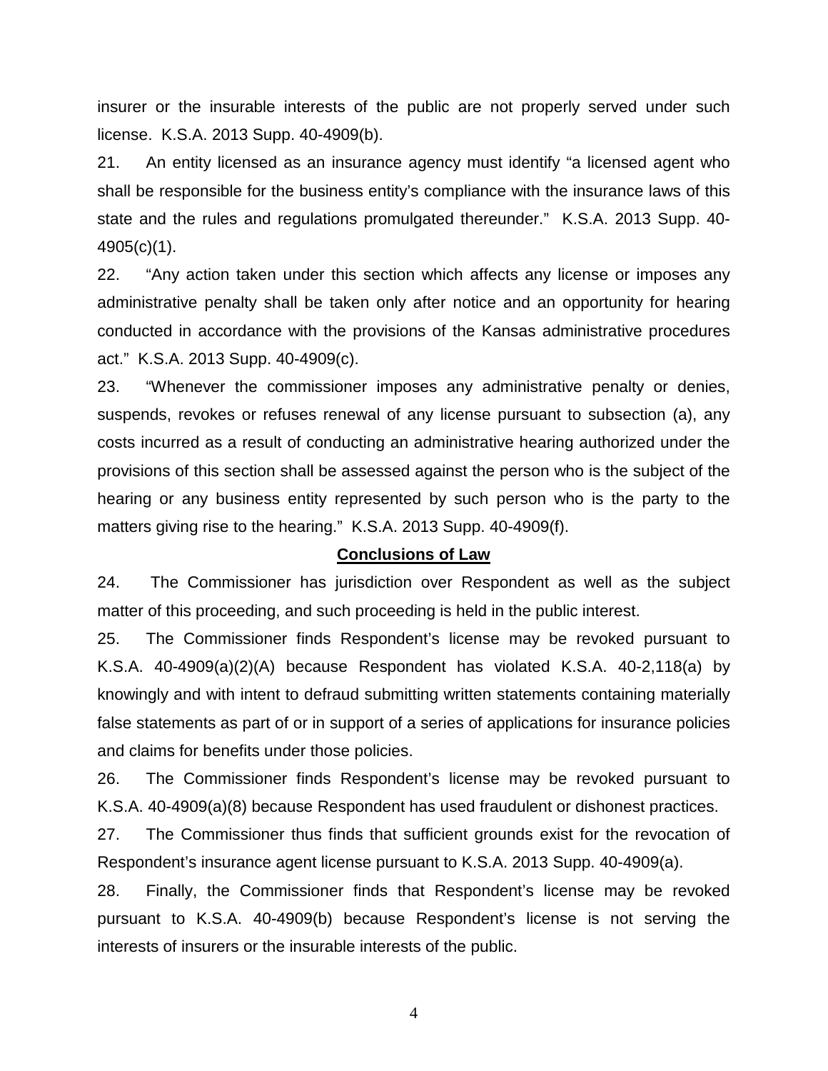insurer or the insurable interests of the public are not properly served under such license. K.S.A. 2013 Supp. 40-4909(b).

21. An entity licensed as an insurance agency must identify "a licensed agent who shall be responsible for the business entity's compliance with the insurance laws of this state and the rules and regulations promulgated thereunder." K.S.A. 2013 Supp. 40-4905(c)(1).

22. "Any action taken under this section which affects any license or imposes any administrative penalty shall be taken only after notice and an opportunity for hearing conducted in accordance with the provisions of the Kansas administrative procedures act." K.S.A. 2013 Supp. 40-4909(c).

23. "Whenever the commissioner imposes any administrative penalty or denies, suspends, revokes or refuses renewal of any license pursuant to subsection (a), any costs incurred as a result of conducting an administrative hearing authorized under the provisions of this section shall be assessed against the person who is the subject of the hearing or any business entity represented by such person who is the party to the matters giving rise to the hearing." K.S.A. 2013 Supp. 40-4909(f).

## Conclusions of Law

24. The Commissioner has jurisdiction over Respondent as well as the subject matter of this proceeding, and such proceeding is held in the public interest.

25. The Commissioner finds Respondent's license may be revoked pursuant to K.S.A. 40-4909(a)(2)(A) because Respondent has violated K.S.A. 40-2,118(a) by knowingly and with intent to defraud submitting written statements containing materially false statements as part of or in support of a series of applications for insurance policies and claims for benefits under those policies.

26. The Commissioner finds Respondent's license may be revoked pursuant to K.S.A. 40-4909(a)(8) because Respondent has used fraudulent or dishonest practices.

27. The Commissioner thus finds that sufficient grounds exist for the revocation of Respondent's insurance agent license pursuant to K.S.A. 2013 Supp. 40-4909(a).

28. Finally, the Commissioner finds that Respondent's license may be revoked pursuant to K.S.A. 40-4909(b) because Respondent's license is not serving the interests of insurers or the insurable interests of the public.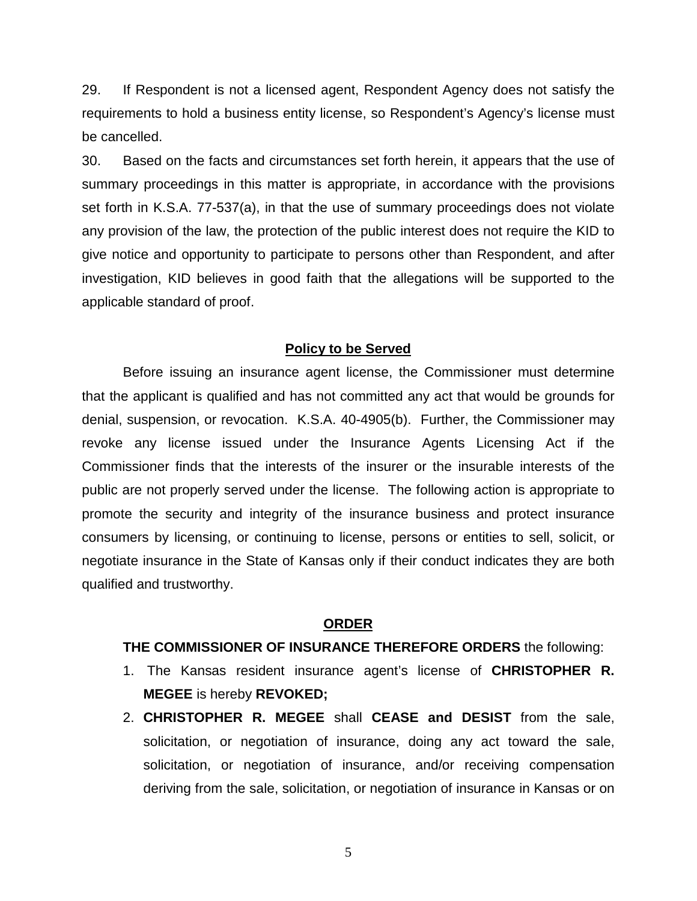29. If Respondent is not a licensed agent, Respondent Agency does not satisfy the requirements to hold a business entity license, so Respondent's Agency's license must be cancelled.

30. Based on the facts and circumstances set forth herein, it appears that the use of summary proceedings in this matter is appropriate, in accordance with the provisions set forth in K.S.A. 77-537(a), in that the use of summary proceedings does not violate any provision of the law, the protection of the public interest does not require the KID to give notice and opportunity to participate to persons other than Respondent, and after investigation, KID believes in good faith that the allegations will be supported to the applicable standard of proof.

**Policy to be Served**

Before issuing an insurance agent license, the Commissioner must determine that the applicant is qualified and has not committed any act that would be grounds for denial, suspension, or revocation. K.S.A. 40-4905(b). Further, the Commissioner may revoke any license issued under the Insurance Agents Licensing Act if the Commissioner finds that the interests of the insurer or the insurable interests of the public are not properly served under the license. The following action is appropriate to promote the security and integrity of the insurance business and protect insurance consumers by licensing, or continuing to license, persons or entities to sell, solicit, or negotiate insurance in the State of Kansas only if their conduct indicates they are both qualified and trustworthy.

**ORDER**

**THE COMMISSIONER OF INSURANCE THEREFORE ORDERS** the following:

1. The Kansas resident insurance agent's license of **CHRISTOPHER R. MEGEE** is hereby **REVOKED;**
2. **CHRISTOPHER R. MEGEE** shall **CEASE and DESIST** from the sale, solicitation, or negotiation of insurance, doing any act toward the sale, solicitation, or negotiation of insurance, and/or receiving compensation deriving from the sale, solicitation, or negotiation of insurance in Kansas or on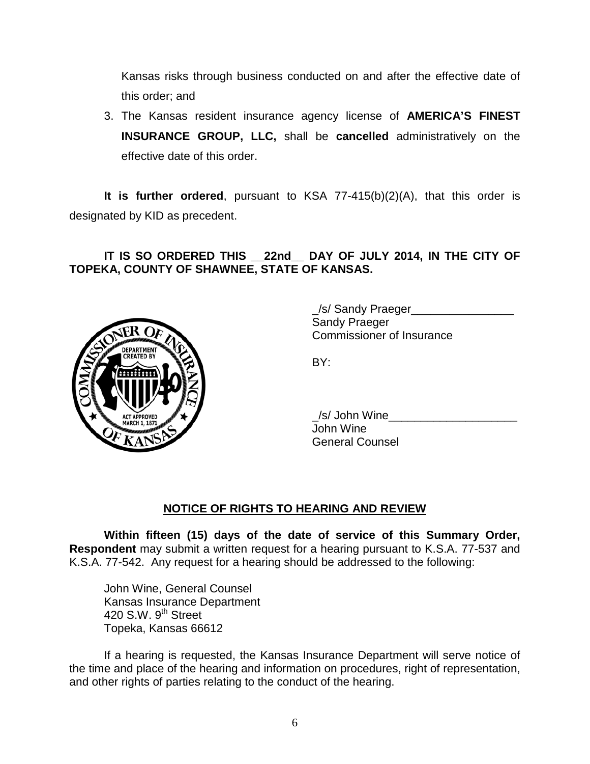Kansas risks through business conducted on and after the effective date of this order; and

3. The Kansas resident insurance agency license of **AMERICA'S FINEST INSURANCE GROUP, LLC,** shall be **cancelled** administratively on the effective date of this order.

**It is further ordered**, pursuant to KSA 77-415(b)(2)(A), that this order is designated by KID as precedent.

**IT IS SO ORDERED THIS __22nd__ DAY OF JULY 2014, IN THE CITY OF TOPEKA, COUNTY OF SHAWNEE, STATE OF KANSAS.**

_/s/ Sandy Praeger________________
Sandy Praeger
Commissioner of Insurance

BY:

_/s/ John Wine____________________
John Wine
General Counsel

## NOTICE OF RIGHTS TO HEARING AND REVIEW

**Within fifteen (15) days of the date of service of this Summary Order, Respondent** may submit a written request for a hearing pursuant to K.S.A. 77-537 and K.S.A. 77-542. Any request for a hearing should be addressed to the following:

John Wine, General Counsel
Kansas Insurance Department
420 S.W. 9th Street
Topeka, Kansas 66612

If a hearing is requested, the Kansas Insurance Department will serve notice of the time and place of the hearing and information on procedures, right of representation, and other rights of parties relating to the conduct of the hearing.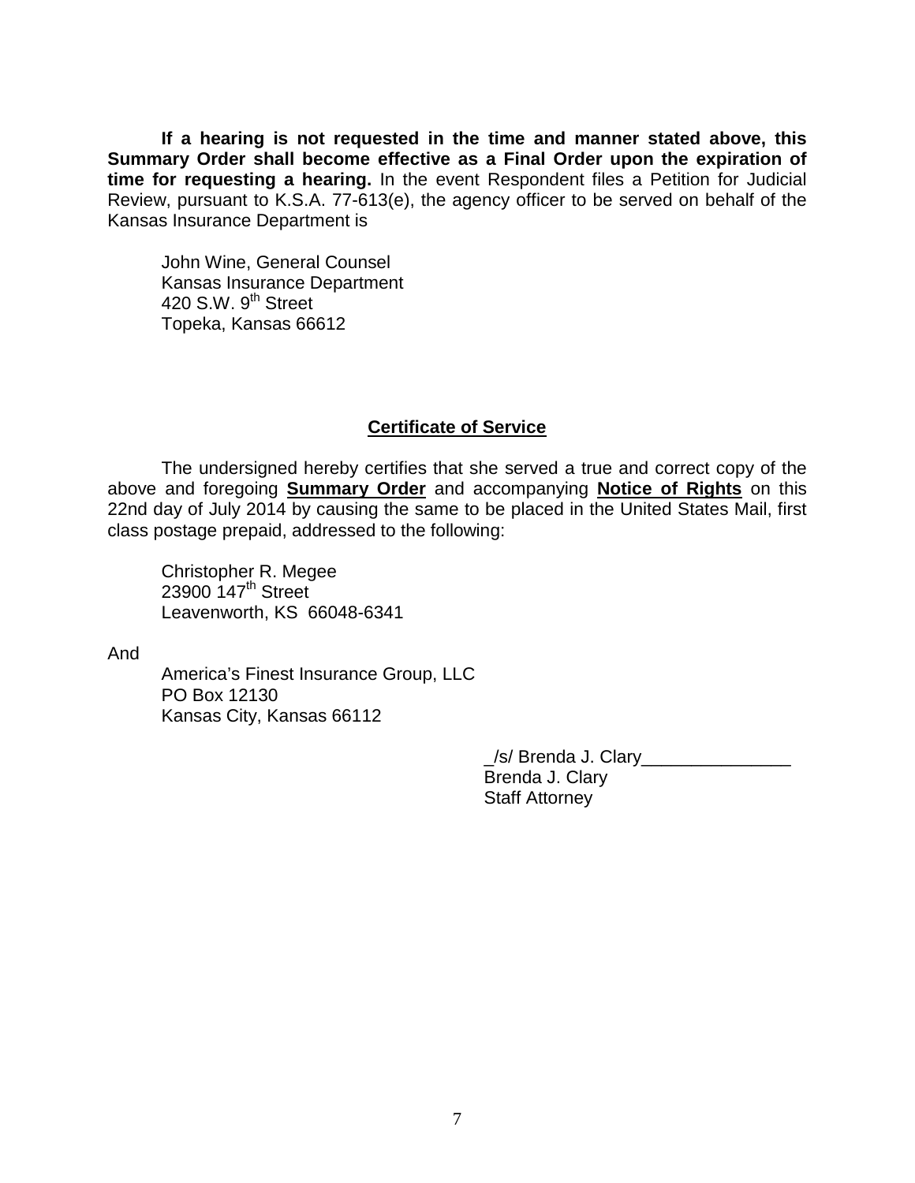**If a hearing is not requested in the time and manner stated above, this Summary Order shall become effective as a Final Order upon the expiration of time for requesting a hearing.** In the event Respondent files a Petition for Judicial Review, pursuant to K.S.A. 77-613(e), the agency officer to be served on behalf of the Kansas Insurance Department is

John Wine, General Counsel
Kansas Insurance Department
420 S.W. 9th Street
Topeka, Kansas 66612

## Certificate of Service

The undersigned hereby certifies that she served a true and correct copy of the above and foregoing **Summary Order** and accompanying **Notice of Rights** on this 22nd day of July 2014 by causing the same to be placed in the United States Mail, first class postage prepaid, addressed to the following:

Christopher R. Megee
23900 147th Street
Leavenworth, KS 66048-6341

And

America's Finest Insurance Group, LLC
PO Box 12130
Kansas City, Kansas 66112

_/s/ Brenda J. Clary_______________
Brenda J. Clary
Staff Attorney